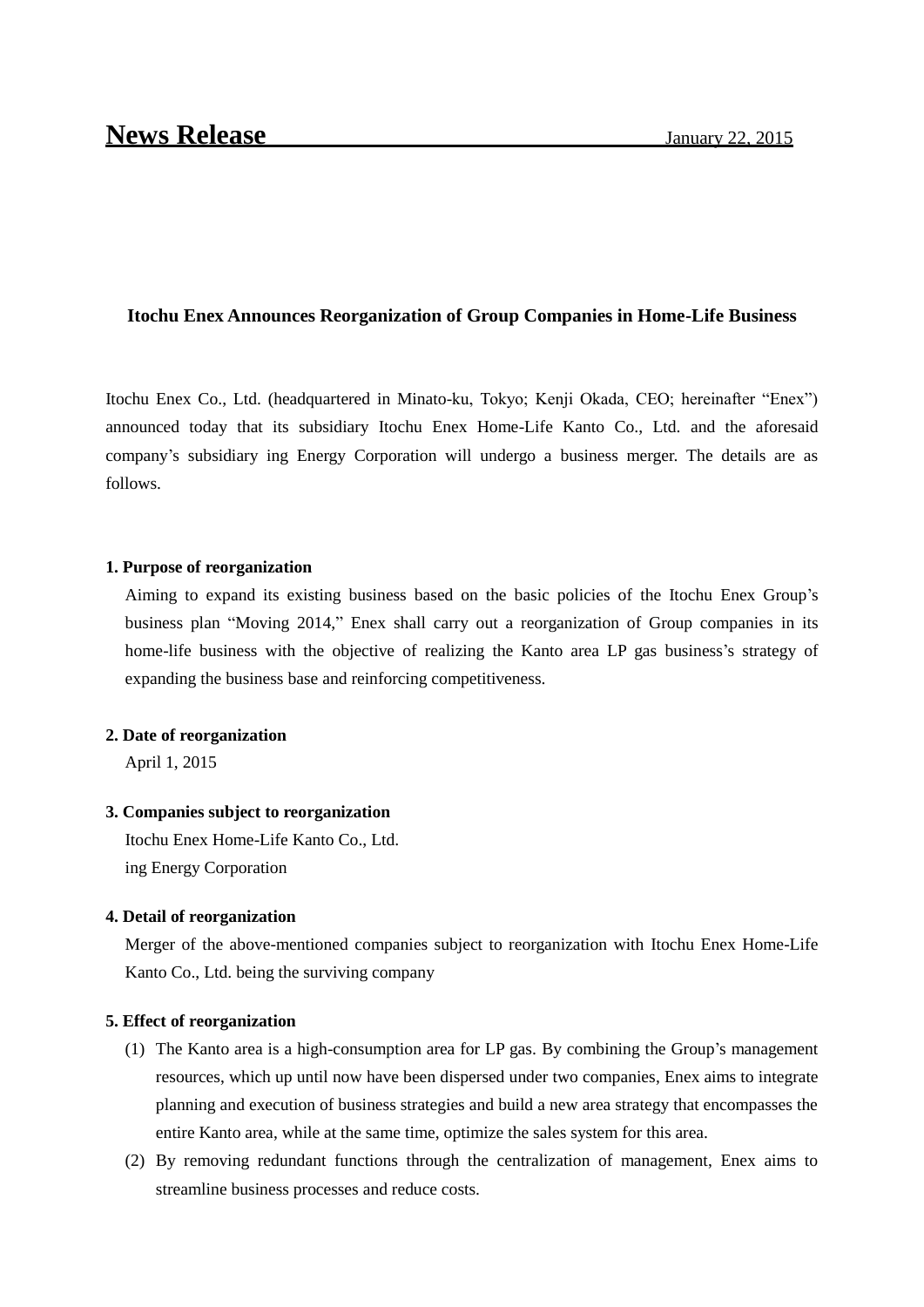# News Release

January 22, 2015

**Itochu Enex Announces Reorganization of Group Companies in Home-Life Business**

Itochu Enex Co., Ltd. (headquartered in Minato-ku, Tokyo; Kenji Okada, CEO; hereinafter "Enex") announced today that its subsidiary Itochu Enex Home-Life Kanto Co., Ltd. and the aforesaid company's subsidiary ing Energy Corporation will undergo a business merger. The details are as follows.

**1. Purpose of reorganization**

Aiming to expand its existing business based on the basic policies of the Itochu Enex Group's business plan "Moving 2014," Enex shall carry out a reorganization of Group companies in its home-life business with the objective of realizing the Kanto area LP gas business's strategy of expanding the business base and reinforcing competitiveness.

**2. Date of reorganization**

April 1, 2015

**3. Companies subject to reorganization**

Itochu Enex Home-Life Kanto Co., Ltd.
ing Energy Corporation

**4. Detail of reorganization**

Merger of the above-mentioned companies subject to reorganization with Itochu Enex Home-Life Kanto Co., Ltd. being the surviving company

**5. Effect of reorganization**

(1) The Kanto area is a high-consumption area for LP gas. By combining the Group's management resources, which up until now have been dispersed under two companies, Enex aims to integrate planning and execution of business strategies and build a new area strategy that encompasses the entire Kanto area, while at the same time, optimize the sales system for this area.

(2) By removing redundant functions through the centralization of management, Enex aims to streamline business processes and reduce costs.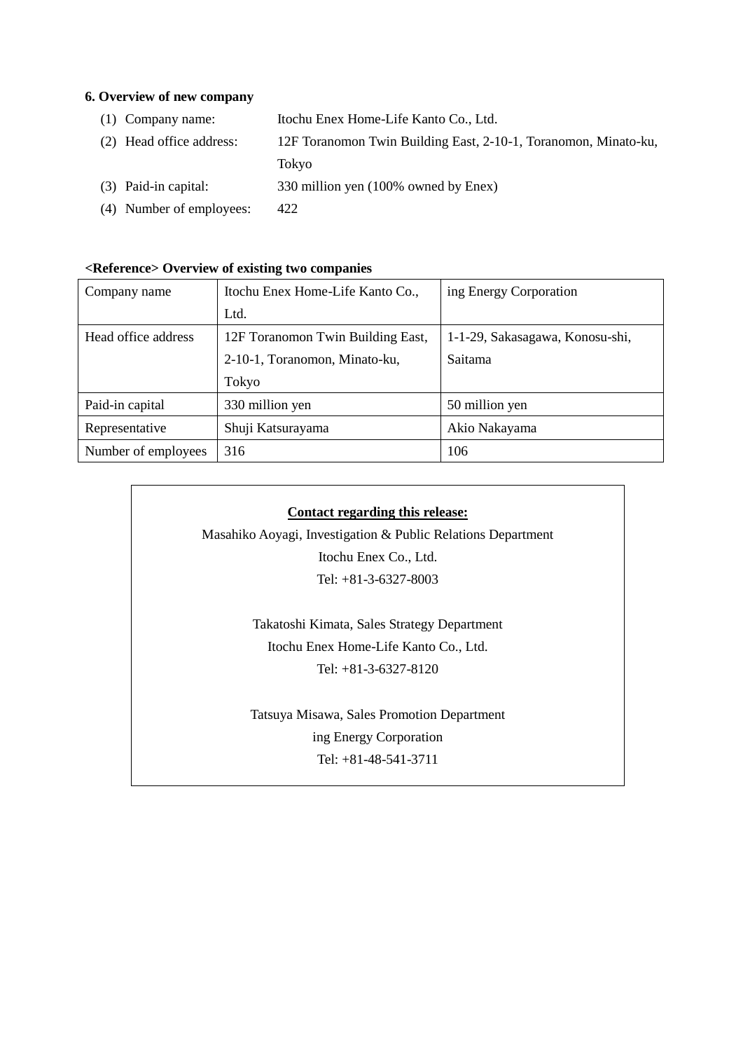### 6. Overview of new company

(1) Company name: Itochu Enex Home-Life Kanto Co., Ltd.

(2) Head office address: 12F Toranomon Twin Building East, 2-10-1, Toranomon, Minato-ku, Tokyo

(3) Paid-in capital: 330 million yen (100% owned by Enex)

(4) Number of employees: 422

**<Reference> Overview of existing two companies**

| Company name | Itochu Enex Home-Life Kanto Co., Ltd. | ing Energy Corporation |
|---|---|---|
| Head office address | 12F Toranomon Twin Building East, 2-10-1, Toranomon, Minato-ku, Tokyo | 1-1-29, Sakasagawa, Konosu-shi, Saitama |
| Paid-in capital | 330 million yen | 50 million yen |
| Representative | Shuji Katsurayama | Akio Nakayama |
| Number of employees | 316 | 106 |

**Contact regarding this release:**

Masahiko Aoyagi, Investigation & Public Relations Department
Itochu Enex Co., Ltd.
Tel: +81-3-6327-8003

Takatoshi Kimata, Sales Strategy Department
Itochu Enex Home-Life Kanto Co., Ltd.
Tel: +81-3-6327-8120

Tatsuya Misawa, Sales Promotion Department
ing Energy Corporation
Tel: +81-48-541-3711